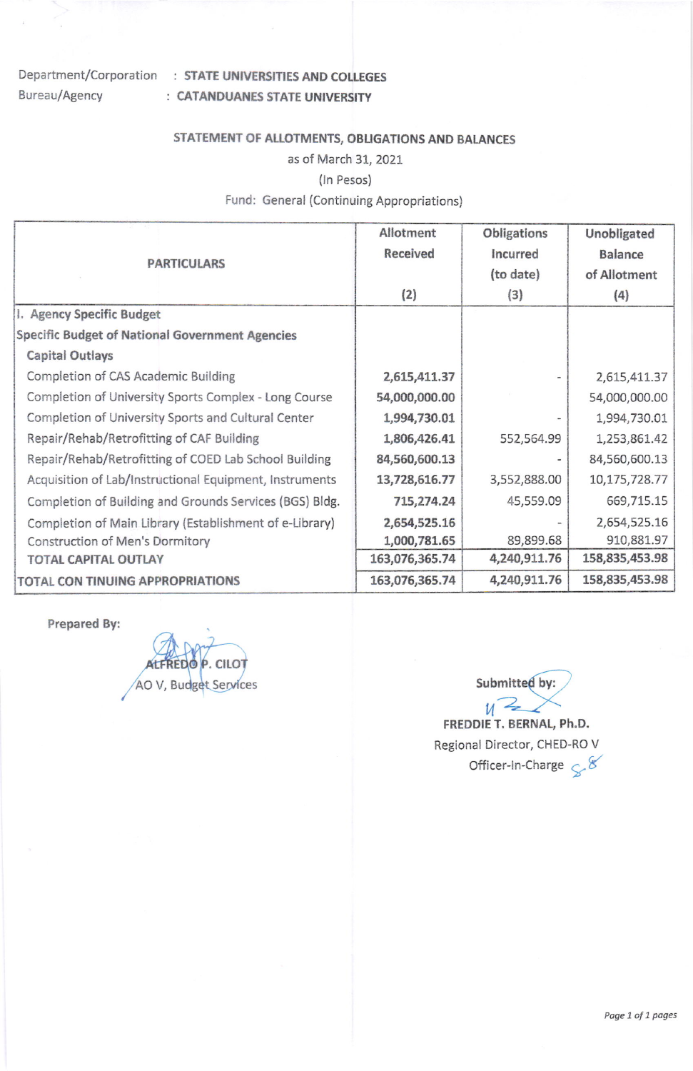Department/Corporation : **STATE UNIVERSITIES AND COLLEGES**
Bureau/Agency : **CATANDUANES STATE UNIVERSITY**

**STATEMENT OF ALLOTMENTS, OBLIGATIONS AND BALANCES**
as of March 31, 2021
(In Pesos)
Fund: General (Continuing Appropriations)

| PARTICULARS | Allotment Received (2) | Obligations Incurred (to date) (3) | Unobligated Balance of Allotment (4) |
|---|---|---|---|
| I. Agency Specific Budget | | | |
| Specific Budget of National Government Agencies | | | |
| Capital Outlays | | | |
| Completion of CAS Academic Building | 2,615,411.37 | - | 2,615,411.37 |
| Completion of University Sports Complex - Long Course | 54,000,000.00 | | 54,000,000.00 |
| Completion of University Sports and Cultural Center | 1,994,730.01 | - | 1,994,730.01 |
| Repair/Rehab/Retrofitting of CAF Building | 1,806,426.41 | 552,564.99 | 1,253,861.42 |
| Repair/Rehab/Retrofitting of COED Lab School Building | 84,560,600.13 | - | 84,560,600.13 |
| Acquisition of Lab/Instructional Equipment, Instruments | 13,728,616.77 | 3,552,888.00 | 10,175,728.77 |
| Completion of Building and Grounds Services (BGS) Bldg. | 715,274.24 | 45,559.09 | 669,715.15 |
| Completion of Main Library (Establishment of e-Library) | 2,654,525.16 | - | 2,654,525.16 |
| Construction of Men's Dormitory | 1,000,781.65 | 89,899.68 | 910,881.97 |
| TOTAL CAPITAL OUTLAY | 163,076,365.74 | 4,240,911.76 | 158,835,453.98 |
| TOTAL CON TINUING APPROPRIATIONS | 163,076,365.74 | 4,240,911.76 | 158,835,453.98 |

Prepared By:

ALFREDO P. CILOT
AO V, Budget Services

Submitted by:

FREDDIE T. BERNAL, Ph.D.
Regional Director, CHED-RO V
Officer-In-Charge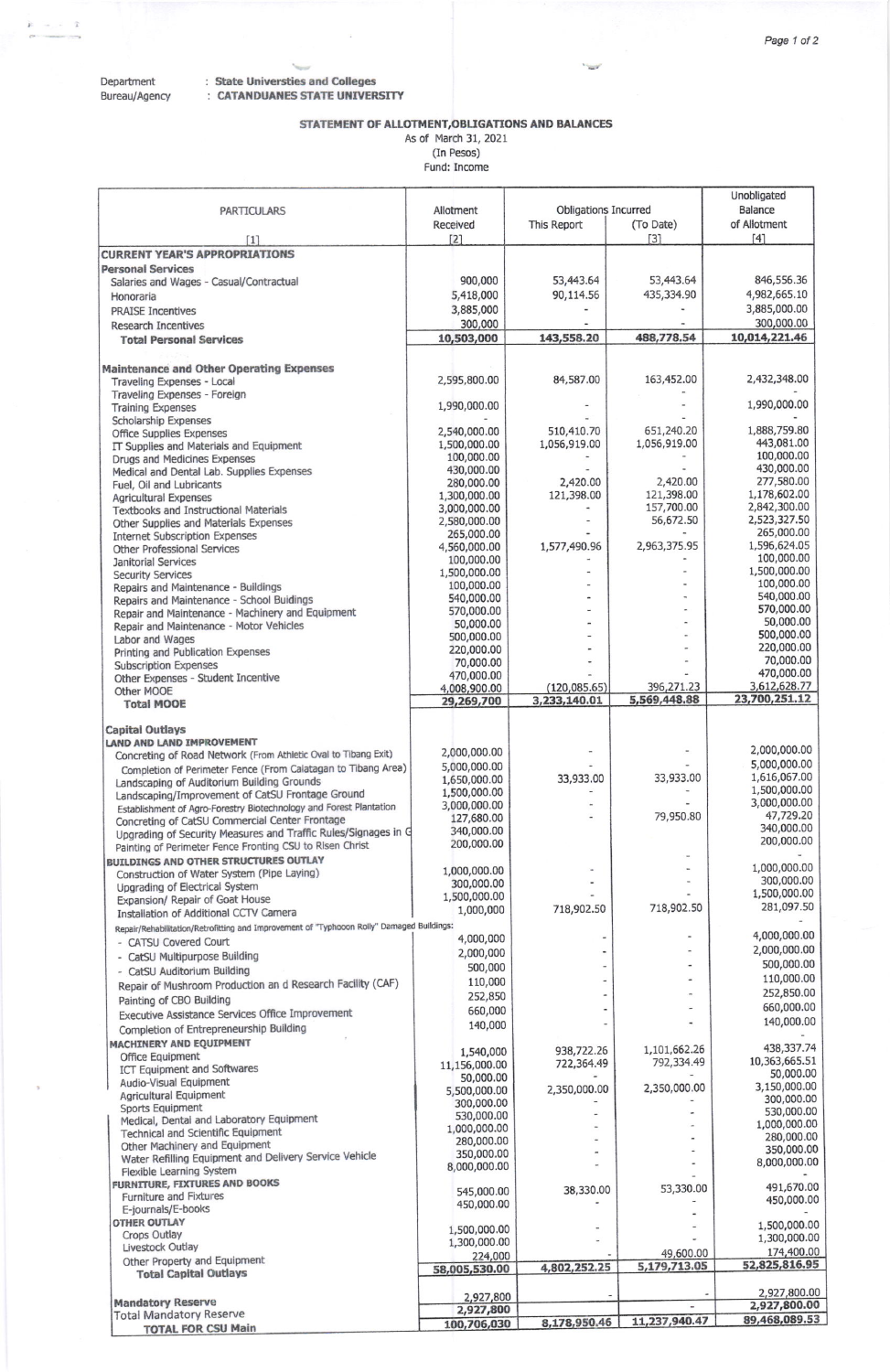Department : **State Universties and Colleges**
Bureau/Agency : **CATANDUANES STATE UNIVERSITY**

## STATEMENT OF ALLOTMENT,OBLIGATIONS AND BALANCES

As of March 31, 2021
(In Pesos)
Fund: Income

| PARTICULARS [1] | Allotment Received [2] | Obligations Incurred This Report | Obligations Incurred (To Date) [3] | Unobligated Balance of Allotment [4] |
|---|---|---|---|---|
| **CURRENT YEAR'S APPROPRIATIONS** | | | | |
| **Personal Services** | | | | |
| Salaries and Wages - Casual/Contractual | 900,000 | 53,443.64 | 53,443.64 | 846,556.36 |
| Honoraria | 5,418,000 | 90,114.56 | 435,334.90 | 4,982,665.10 |
| PRAISE Incentives | 3,885,000 | - | - | 3,885,000.00 |
| Research Incentives | 300,000 | - | - | 300,000.00 |
| **Total Personal Services** | **10,503,000** | **143,558.20** | **488,778.54** | **10,014,221.46** |
| **Maintenance and Other Operating Expenses** | | | | |
| Traveling Expenses - Local | 2,595,800.00 | 84,587.00 | 163,452.00 | 2,432,348.00 |
| Traveling Expenses - Foreign | | | - | - |
| Training Expenses | 1,990,000.00 | - | - | 1,990,000.00 |
| Scholarship Expenses | - | - | - | - |
| Office Supplies Expenses | 2,540,000.00 | 510,410.70 | 651,240.20 | 1,888,759.80 |
| IT Supplies and Materials and Equipment | 1,500,000.00 | 1,056,919.00 | 1,056,919.00 | 443,081.00 |
| Drugs and Medicines Expenses | 100,000.00 | - | - | 100,000.00 |
| Medical and Dental Lab. Supplies Expenses | 430,000.00 | - | - | 430,000.00 |
| Fuel, Oil and Lubricants | 280,000.00 | 2,420.00 | 2,420.00 | 277,580.00 |
| Agricultural Expenses | 1,300,000.00 | 121,398.00 | 121,398.00 | 1,178,602.00 |
| Textbooks and Instructional Materials | 3,000,000.00 | - | 157,700.00 | 2,842,300.00 |
| Other Supplies and Materials Expenses | 2,580,000.00 | - | 56,672.50 | 2,523,327.50 |
| Internet Subscription Expenses | 265,000.00 | - | - | 265,000.00 |
| Other Professional Services | 4,560,000.00 | 1,577,490.96 | 2,963,375.95 | 1,596,624.05 |
| Janitorial Services | 100,000.00 | - | - | 100,000.00 |
| Security Services | 1,500,000.00 | - | - | 1,500,000.00 |
| Repairs and Maintenance - Buildings | 100,000.00 | - | - | 100,000.00 |
| Repairs and Maintenance - School Buildings | 540,000.00 | - | - | 540,000.00 |
| Repair and Maintenance - Machinery and Equipment | 570,000.00 | - | - | 570,000.00 |
| Repair and Maintenance - Motor Vehicles | 50,000.00 | - | - | 50,000.00 |
| Labor and Wages | 500,000.00 | - | - | 500,000.00 |
| Printing and Publication Expenses | 220,000.00 | - | - | 220,000.00 |
| Subscription Expenses | 70,000.00 | - | - | 70,000.00 |
| Other Expenses - Student Incentive | 470,000.00 | - | - | 470,000.00 |
| Other MOOE | 4,008,900.00 | (120,085.65) | 396,271.23 | 3,612,628.77 |
| **Total MOOE** | **29,269,700** | **3,233,140.01** | **5,569,448.88** | **23,700,251.12** |
| **Capital Outlays** | | | | |
| **LAND AND LAND IMPROVEMENT** | | | | |
| Concreting of Road Network (From Athletic Oval to Tibang Exit) | 2,000,000.00 | - | - | 2,000,000.00 |
| Completion of Perimeter Fence (From Calatagan to Tibang Area) | 5,000,000.00 | - | - | 5,000,000.00 |
| Landscaping of Auditorium Building Grounds | 1,650,000.00 | 33,933.00 | 33,933.00 | 1,616,067.00 |
| Landscaping/Improvement of CatSU Frontage Ground | 1,500,000.00 | - | - | 1,500,000.00 |
| Establishment of Agro-Forestry Biotechnology and Forest Plantation | 3,000,000.00 | - | - | 3,000,000.00 |
| Concreting of CatSU Commercial Center Frontage | 127,680.00 | - | 79,950.80 | 47,729.20 |
| Upgrading of Security Measures and Traffic Rules/Signages in C | 340,000.00 | | | 340,000.00 |
| Painting of Perimeter Fence Fronting CSU to Risen Christ | 200,000.00 | | | 200,000.00 |
| **BUILDINGS AND OTHER STRUCTURES OUTLAY** | | | - | - |
| Construction of Water System (Pipe Laying) | 1,000,000.00 | - | - | 1,000,000.00 |
| Upgrading of Electrical System | 300,000.00 | - | - | 300,000.00 |
| Expansion/ Repair of Goat House | 1,500,000.00 | - | - | 1,500,000.00 |
| Installation of Additional CCTV Camera | 1,000,000 | 718,902.50 | 718,902.50 | 281,097.50 |
| Repair/Rehabilitation/Retrofitting and Improvement of "Typhoon Rolly" Damaged Buildings: | | | | - |
| - CATSU Covered Court | 4,000,000 | - | - | 4,000,000.00 |
| - CatSU Multipurpose Building | 2,000,000 | - | - | 2,000,000.00 |
| - CatSU Auditorium Building | 500,000 | - | - | 500,000.00 |
| Repair of Mushroom Production an d Research Facility (CAF) | 110,000 | - | - | 110,000.00 |
| Painting of CBO Building | 252,850 | - | - | 252,850.00 |
| Executive Assistance Services Office Improvement | 660,000 | - | - | 660,000.00 |
| Completion of Entrepreneurship Building | 140,000 | - | - | 140,000.00 |
| **MACHINERY AND EQUIPMENT** | | | | - |
| Office Equipment | 1,540,000 | 938,722.26 | 1,101,662.26 | 438,337.74 |
| ICT Equipment and Softwares | 11,156,000.00 | 722,364.49 | 792,334.49 | 10,363,665.51 |
| Audio-Visual Equipment | 50,000.00 | - | - | 50,000.00 |
| Agricultural Equipment | 5,500,000.00 | 2,350,000.00 | 2,350,000.00 | 3,150,000.00 |
| Sports Equipment | 300,000.00 | - | - | 300,000.00 |
| Medical, Dental and Laboratory Equipment | 530,000.00 | - | - | 530,000.00 |
| Technical and Scientific Equipment | 1,000,000.00 | - | - | 1,000,000.00 |
| Other Machinery and Equipment | 280,000.00 | - | - | 280,000.00 |
| Water Refilling Equipment and Delivery Service Vehicle | 350,000.00 | - | - | 350,000.00 |
| Flexible Learning System | 8,000,000.00 | - | - | 8,000,000.00 |
| **FURNITURE, FIXTURES AND BOOKS** | | | | - |
| Furniture and Fixtures | 545,000.00 | 38,330.00 | 53,330.00 | 491,670.00 |
| E-journals/E-books | 450,000.00 | - | - | 450,000.00 |
| **OTHER OUTLAY** | | | | - |
| Crops Outlay | 1,500,000.00 | - | - | 1,500,000.00 |
| Livestock Outlay | 1,300,000.00 | - | - | 1,300,000.00 |
| Other Property and Equipment | 224,000 | - | 49,600.00 | 174,400.00 |
| **Total Capital Outlays** | **58,005,530.00** | **4,802,252.25** | **5,179,713.05** | **52,825,816.95** |
| **Mandatory Reserve** | 2,927,800 | - | - | 2,927,800.00 |
| Total Mandatory Reserve | **2,927,800** | | - | **2,927,800.00** |
| **TOTAL FOR CSU Main** | **100,706,030** | **8,178,950.46** | **11,237,940.47** | **89,468,089.53** |